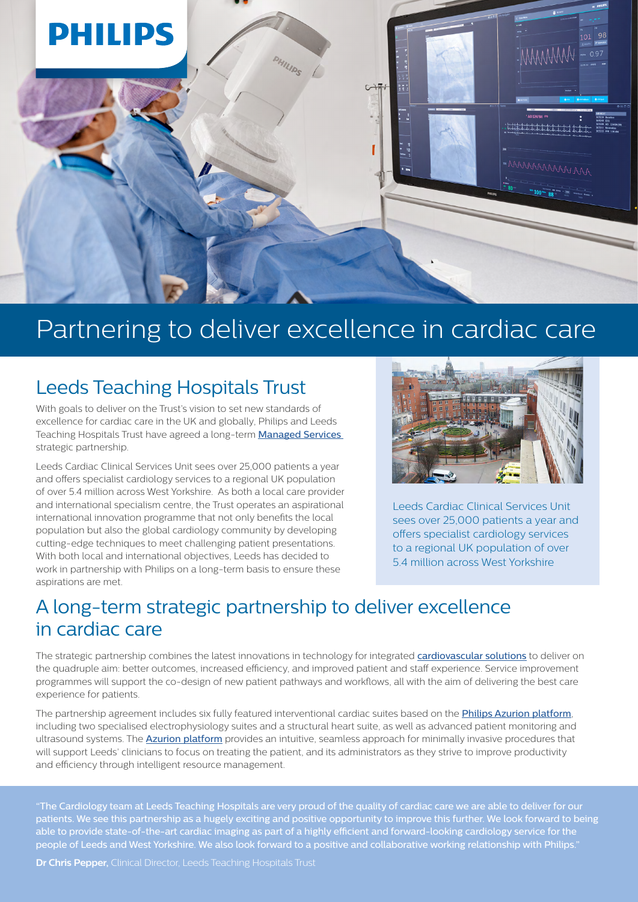# Partnering to deliver excellence in cardiac care

## Leeds Teaching Hospitals Trust

With goals to deliver on the Trust's vision to set new standards of excellence for cardiac care in the UK and globally, Philips and Leeds Teaching Hospitals Trust have agreed a long-term **Managed Services** strategic partnership.

Leeds Cardiac Clinical Services Unit sees over 25,000 patients a year and offers specialist cardiology services to a regional UK population of over 5.4 million across West Yorkshire. As both a local care provider and international specialism centre, the Trust operates an aspirational international innovation programme that not only benefits the local population but also the global cardiology community by developing cutting-edge techniques to meet challenging patient presentations. With both local and international objectives, Leeds has decided to work in partnership with Philips on a long-term basis to ensure these aspirations are met.

Leeds Cardiac Clinical Services Unit sees over 25,000 patients a year and offers specialist cardiology services to a regional UK population of over 5.4 million across West Yorkshire

## A long-term strategic partnership to deliver excellence in cardiac care

The strategic partnership combines the latest innovations in technology for integrated **cardiovascular solutions** to deliver on the quadruple aim: better outcomes, increased efficiency, and improved patient and staff experience. Service improvement programmes will support the co-design of new patient pathways and workflows, all with the aim of delivering the best care experience for patients.

The partnership agreement includes six fully featured interventional cardiac suites based on the **Philips Azurion platform**, including two specialised electrophysiology suites and a structural heart suite, as well as advanced patient monitoring and ultrasound systems. The **Azurion platform** provides an intuitive, seamless approach for minimally invasive procedures that will support Leeds' clinicians to focus on treating the patient, and its administrators as they strive to improve productivity and efficiency through intelligent resource management.

"The Cardiology team at Leeds Teaching Hospitals are very proud of the quality of cardiac care we are able to deliver for our patients. We see this partnership as a hugely exciting and positive opportunity to improve this further. We look forward to being able to provide state-of-the-art cardiac imaging as part of a highly efficient and forward-looking cardiology service for the people of Leeds and West Yorkshire. We also look forward to a positive and collaborative working relationship with Philips."

**Dr Chris Pepper,** Clinical Director, Leeds Teaching Hospitals Trust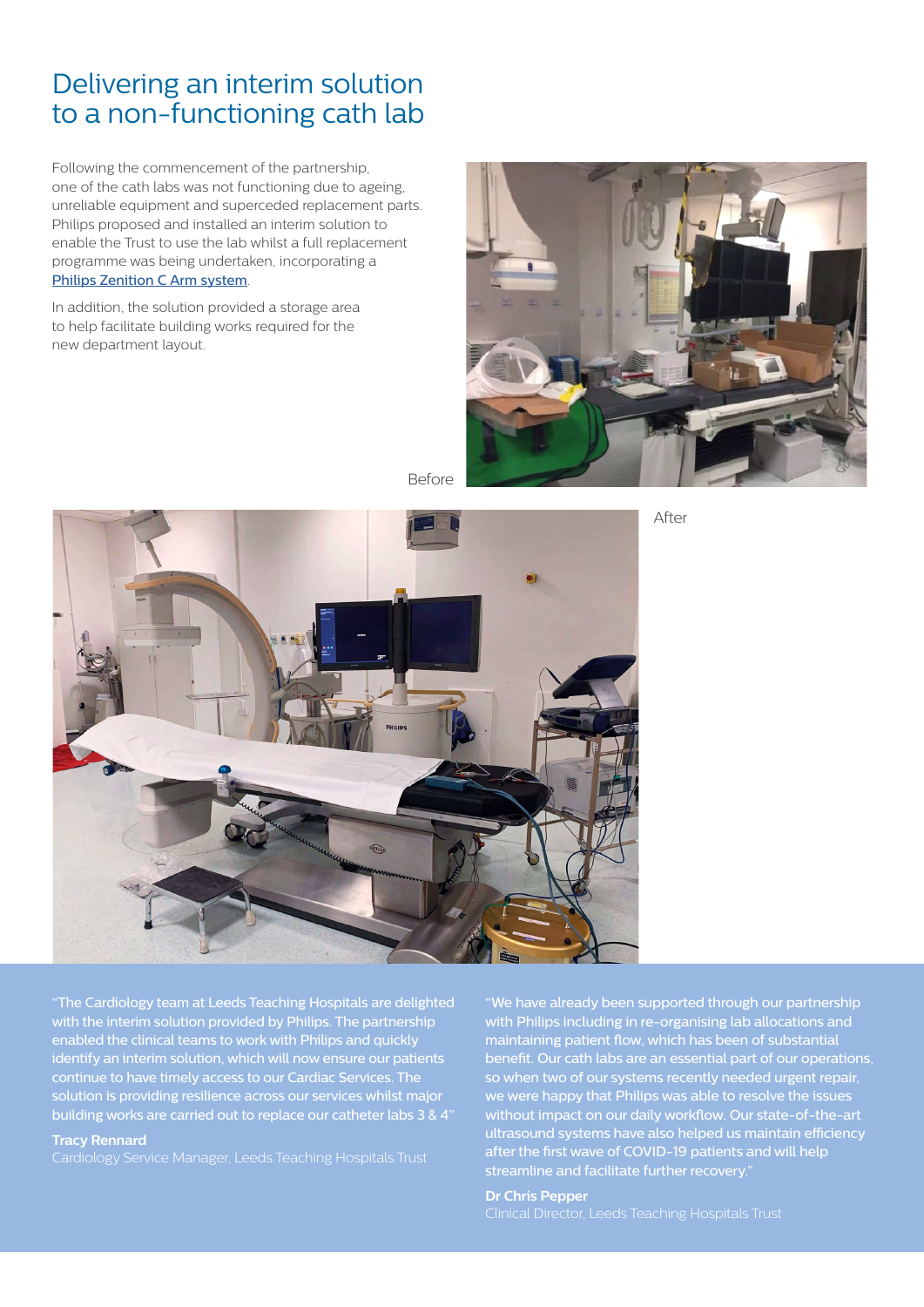# Delivering an interim solution to a non-functioning cath lab

Following the commencement of the partnership, one of the cath labs was not functioning due to ageing, unreliable equipment and superceded replacement parts. Philips proposed and installed an interim solution to enable the Trust to use the lab whilst a full replacement programme was being undertaken, incorporating a Philips Zenition C Arm system.

In addition, the solution provided a storage area to help facilitate building works required for the new department layout.

Before

After

"The Cardiology team at Leeds Teaching Hospitals are delighted with the interim solution provided by Philips. The partnership enabled the clinical teams to work with Philips and quickly identify an interim solution, which will now ensure our patients continue to have timely access to our Cardiac Services. The solution is providing resilience across our services whilst major building works are carried out to replace our catheter labs 3 & 4"

**Tracy Rennard**
Cardiology Service Manager, Leeds Teaching Hospitals Trust

"We have already been supported through our partnership with Philips including in re-organising lab allocations and maintaining patient flow, which has been of substantial benefit. Our cath labs are an essential part of our operations, so when two of our systems recently needed urgent repair, we were happy that Philips was able to resolve the issues without impact on our daily workflow. Our state-of-the-art ultrasound systems have also helped us maintain efficiency after the first wave of COVID-19 patients and will help streamline and facilitate further recovery."

**Dr Chris Pepper**
Clinical Director, Leeds Teaching Hospitals Trust